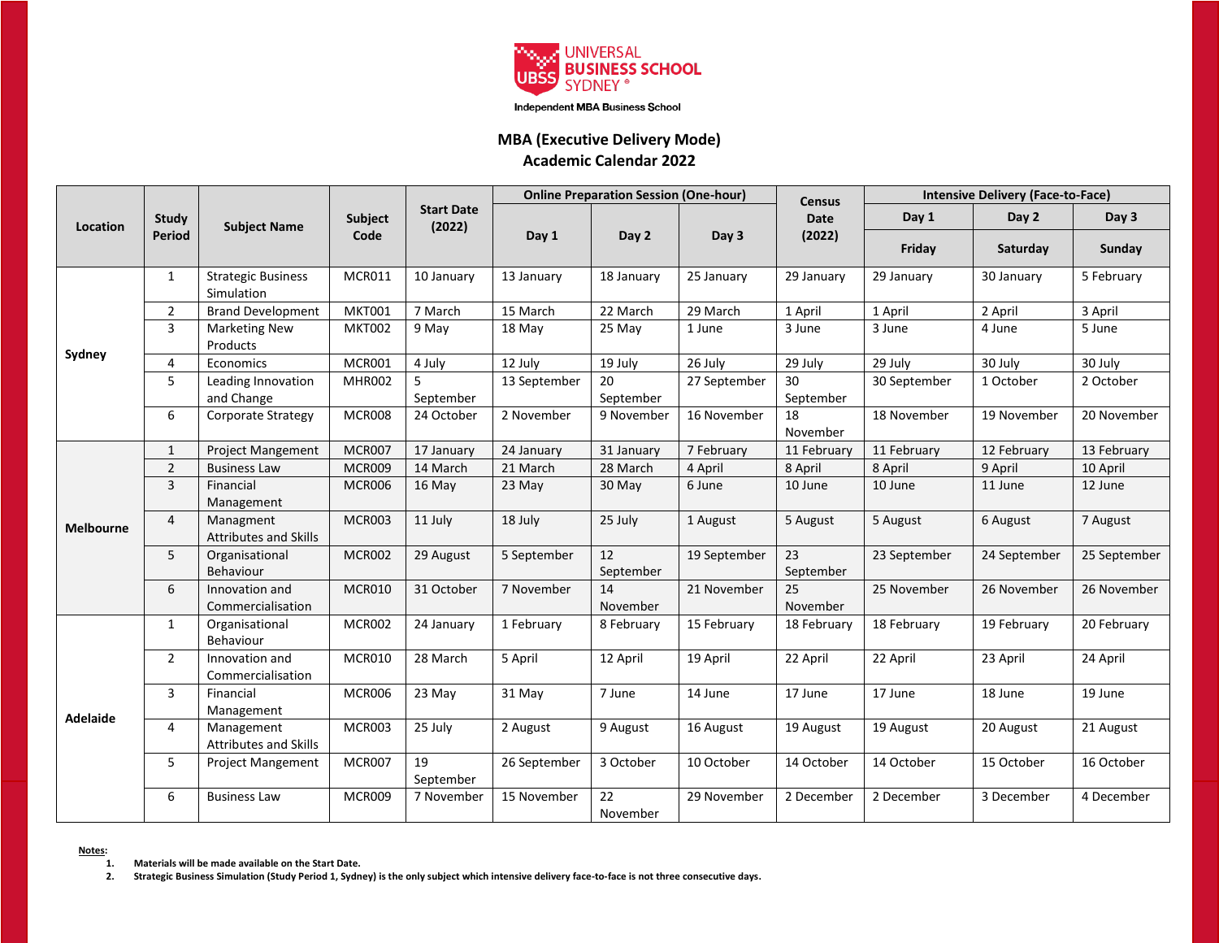UNIVERSAL BUSINESS SCHOOL SYDNEY®

Independent MBA Business School

## MBA (Executive Delivery Mode)
## Academic Calendar 2022

| Location | Study Period | Subject Name | Subject Code | Start Date (2022) | Online Preparation Session (One-hour) | | | Census Date (2022) | Intensive Delivery (Face-to-Face) | | |
|---|---|---|---|---|---|---|---|---|---|---|---|
| | | | | | Day 1 | Day 2 | Day 3 | | Day 1 Friday | Day 2 Saturday | Day 3 Sunday |
| Sydney | 1 | Strategic Business Simulation | MCR011 | 10 January | 13 January | 18 January | 25 January | 29 January | 29 January | 30 January | 5 February |
| | 2 | Brand Development | MKT001 | 7 March | 15 March | 22 March | 29 March | 1 April | 1 April | 2 April | 3 April |
| | 3 | Marketing New Products | MKT002 | 9 May | 18 May | 25 May | 1 June | 3 June | 3 June | 4 June | 5 June |
| | 4 | Economics | MCR001 | 4 July | 12 July | 19 July | 26 July | 29 July | 29 July | 30 July | 30 July |
| | 5 | Leading Innovation and Change | MHR002 | 5 September | 13 September | 20 September | 27 September | 30 September | 30 September | 1 October | 2 October |
| | 6 | Corporate Strategy | MCR008 | 24 October | 2 November | 9 November | 16 November | 18 November | 18 November | 19 November | 20 November |
| Melbourne | 1 | Project Mangement | MCR007 | 17 January | 24 January | 31 January | 7 February | 11 February | 11 February | 12 February | 13 February |
| | 2 | Business Law | MCR009 | 14 March | 21 March | 28 March | 4 April | 8 April | 8 April | 9 April | 10 April |
| | 3 | Financial Management | MCR006 | 16 May | 23 May | 30 May | 6 June | 10 June | 10 June | 11 June | 12 June |
| | 4 | Managment Attributes and Skills | MCR003 | 11 July | 18 July | 25 July | 1 August | 5 August | 5 August | 6 August | 7 August |
| | 5 | Organisational Behaviour | MCR002 | 29 August | 5 September | 12 September | 19 September | 23 September | 23 September | 24 September | 25 September |
| | 6 | Innovation and Commercialisation | MCR010 | 31 October | 7 November | 14 November | 21 November | 25 November | 25 November | 26 November | 26 November |
| Adelaide | 1 | Organisational Behaviour | MCR002 | 24 January | 1 February | 8 February | 15 February | 18 February | 18 February | 19 February | 20 February |
| | 2 | Innovation and Commercialisation | MCR010 | 28 March | 5 April | 12 April | 19 April | 22 April | 22 April | 23 April | 24 April |
| | 3 | Financial Management | MCR006 | 23 May | 31 May | 7 June | 14 June | 17 June | 17 June | 18 June | 19 June |
| | 4 | Management Attributes and Skills | MCR003 | 25 July | 2 August | 9 August | 16 August | 19 August | 19 August | 20 August | 21 August |
| | 5 | Project Mangement | MCR007 | 19 September | 26 September | 3 October | 10 October | 14 October | 14 October | 15 October | 16 October |
| | 6 | Business Law | MCR009 | 7 November | 15 November | 22 November | 29 November | 2 December | 2 December | 3 December | 4 December |

**Notes:**

1. **Materials will be made available on the Start Date.**
2. **Strategic Business Simulation (Study Period 1, Sydney) is the only subject which intensive delivery face-to-face is not three consecutive days.**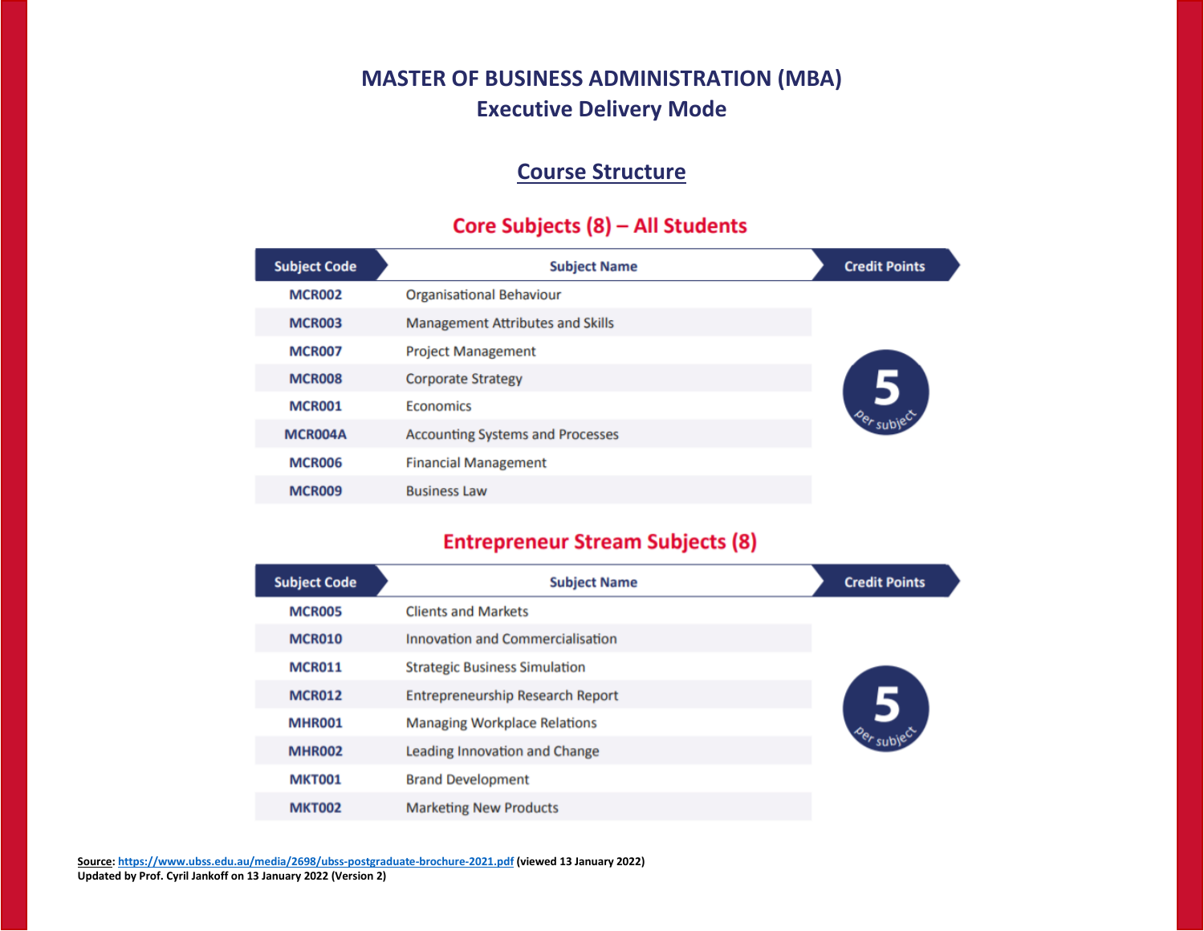# MASTER OF BUSINESS ADMINISTRATION (MBA)
## Executive Delivery Mode

## Course Structure

### Core Subjects (8) – All Students

| Subject Code | Subject Name | Credit Points |
|---|---|---|
| MCR002 | Organisational Behaviour | 5 per subject |
| MCR003 | Management Attributes and Skills | |
| MCR007 | Project Management | |
| MCR008 | Corporate Strategy | |
| MCR001 | Economics | |
| MCR004A | Accounting Systems and Processes | |
| MCR006 | Financial Management | |
| MCR009 | Business Law | |

### Entrepreneur Stream Subjects (8)

| Subject Code | Subject Name | Credit Points |
|---|---|---|
| MCR005 | Clients and Markets | 5 per subject |
| MCR010 | Innovation and Commercialisation | |
| MCR011 | Strategic Business Simulation | |
| MCR012 | Entrepreneurship Research Report | |
| MHR001 | Managing Workplace Relations | |
| MHR002 | Leading Innovation and Change | |
| MKT001 | Brand Development | |
| MKT002 | Marketing New Products | |

**Source:** https://www.ubss.edu.au/media/2698/ubss-postgraduate-brochure-2021.pdf **(viewed 13 January 2022)**
**Updated by Prof. Cyril Jankoff on 13 January 2022 (Version 2)**